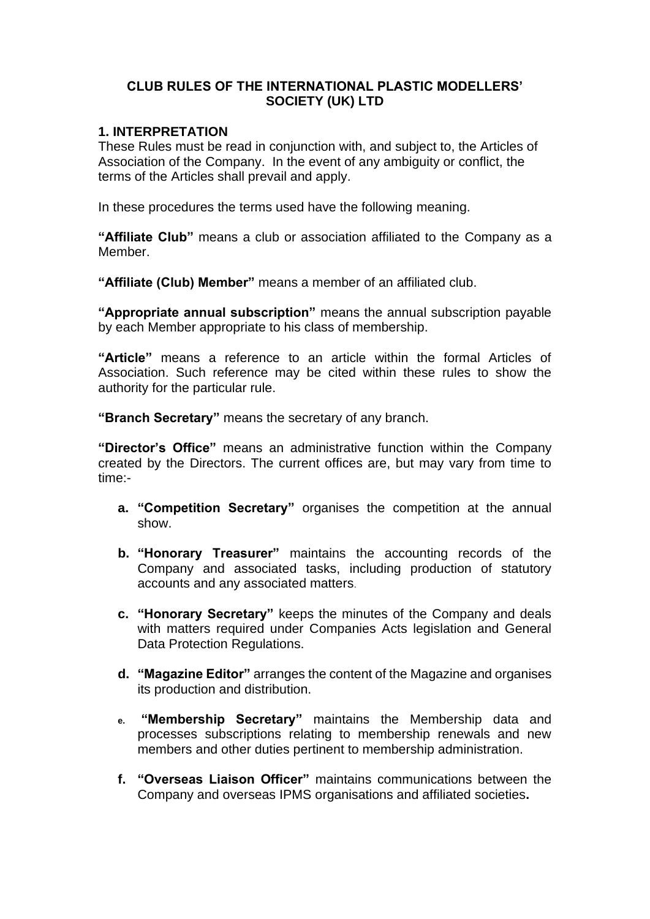# CLUB RULES OF THE INTERNATIONAL PLASTIC MODELLERS' SOCIETY (UK) LTD

## 1. INTERPRETATION

These Rules must be read in conjunction with, and subject to, the Articles of Association of the Company. In the event of any ambiguity or conflict, the terms of the Articles shall prevail and apply.

In these procedures the terms used have the following meaning.

**"Affiliate Club"** means a club or association affiliated to the Company as a Member.

**"Affiliate (Club) Member"** means a member of an affiliated club.

**"Appropriate annual subscription"** means the annual subscription payable by each Member appropriate to his class of membership.

**"Article"** means a reference to an article within the formal Articles of Association. Such reference may be cited within these rules to show the authority for the particular rule.

**"Branch Secretary"** means the secretary of any branch.

**"Director's Office"** means an administrative function within the Company created by the Directors. The current offices are, but may vary from time to time:-

- **a. "Competition Secretary"** organises the competition at the annual show.
- **b. "Honorary Treasurer"** maintains the accounting records of the Company and associated tasks, including production of statutory accounts and any associated matters.
- **c. "Honorary Secretary"** keeps the minutes of the Company and deals with matters required under Companies Acts legislation and General Data Protection Regulations.
- **d. "Magazine Editor"** arranges the content of the Magazine and organises its production and distribution.
- **e. "Membership Secretary"** maintains the Membership data and processes subscriptions relating to membership renewals and new members and other duties pertinent to membership administration.
- **f. "Overseas Liaison Officer"** maintains communications between the Company and overseas IPMS organisations and affiliated societies**.**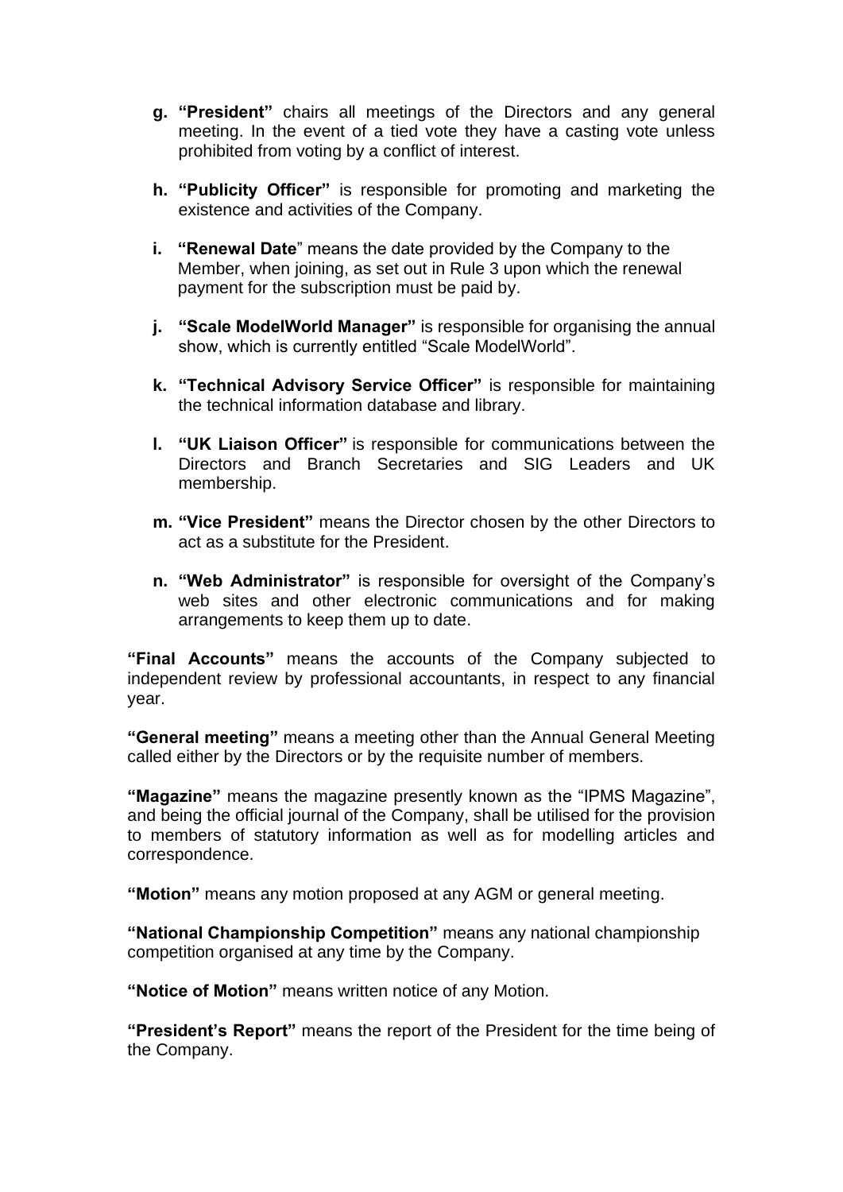g. **"President"** chairs all meetings of the Directors and any general meeting. In the event of a tied vote they have a casting vote unless prohibited from voting by a conflict of interest.

h. **"Publicity Officer"** is responsible for promoting and marketing the existence and activities of the Company.

i. **"Renewal Date**" means the date provided by the Company to the Member, when joining, as set out in Rule 3 upon which the renewal payment for the subscription must be paid by.

j. **"Scale ModelWorld Manager"** is responsible for organising the annual show, which is currently entitled "Scale ModelWorld".

k. **"Technical Advisory Service Officer"** is responsible for maintaining the technical information database and library.

l. **"UK Liaison Officer"** is responsible for communications between the Directors and Branch Secretaries and SIG Leaders and UK membership.

m. **"Vice President"** means the Director chosen by the other Directors to act as a substitute for the President.

n. **"Web Administrator"** is responsible for oversight of the Company's web sites and other electronic communications and for making arrangements to keep them up to date.

**"Final Accounts"** means the accounts of the Company subjected to independent review by professional accountants, in respect to any financial year.

**"General meeting"** means a meeting other than the Annual General Meeting called either by the Directors or by the requisite number of members.

**"Magazine"** means the magazine presently known as the "IPMS Magazine", and being the official journal of the Company, shall be utilised for the provision to members of statutory information as well as for modelling articles and correspondence.

**"Motion"** means any motion proposed at any AGM or general meeting.

**"National Championship Competition"** means any national championship competition organised at any time by the Company.

**"Notice of Motion"** means written notice of any Motion.

**"President's Report"** means the report of the President for the time being of the Company.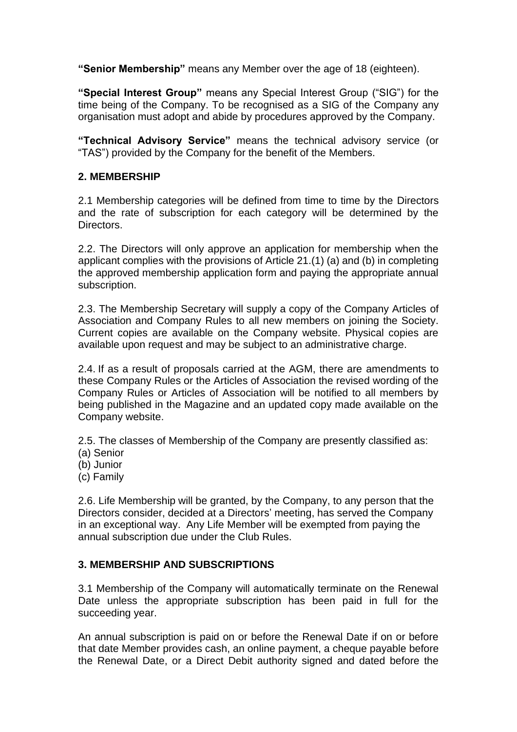**"Senior Membership"** means any Member over the age of 18 (eighteen).

**"Special Interest Group"** means any Special Interest Group ("SIG") for the time being of the Company. To be recognised as a SIG of the Company any organisation must adopt and abide by procedures approved by the Company.

**"Technical Advisory Service"** means the technical advisory service (or "TAS") provided by the Company for the benefit of the Members.

## 2. MEMBERSHIP

2.1 Membership categories will be defined from time to time by the Directors and the rate of subscription for each category will be determined by the Directors.

2.2. The Directors will only approve an application for membership when the applicant complies with the provisions of Article 21.(1) (a) and (b) in completing the approved membership application form and paying the appropriate annual subscription.

2.3. The Membership Secretary will supply a copy of the Company Articles of Association and Company Rules to all new members on joining the Society. Current copies are available on the Company website. Physical copies are available upon request and may be subject to an administrative charge.

2.4. If as a result of proposals carried at the AGM, there are amendments to these Company Rules or the Articles of Association the revised wording of the Company Rules or Articles of Association will be notified to all members by being published in the Magazine and an updated copy made available on the Company website.

2.5. The classes of Membership of the Company are presently classified as:
(a) Senior
(b) Junior
(c) Family

2.6. Life Membership will be granted, by the Company, to any person that the Directors consider, decided at a Directors' meeting, has served the Company in an exceptional way. Any Life Member will be exempted from paying the annual subscription due under the Club Rules.

## 3. MEMBERSHIP AND SUBSCRIPTIONS

3.1 Membership of the Company will automatically terminate on the Renewal Date unless the appropriate subscription has been paid in full for the succeeding year.

An annual subscription is paid on or before the Renewal Date if on or before that date Member provides cash, an online payment, a cheque payable before the Renewal Date, or a Direct Debit authority signed and dated before the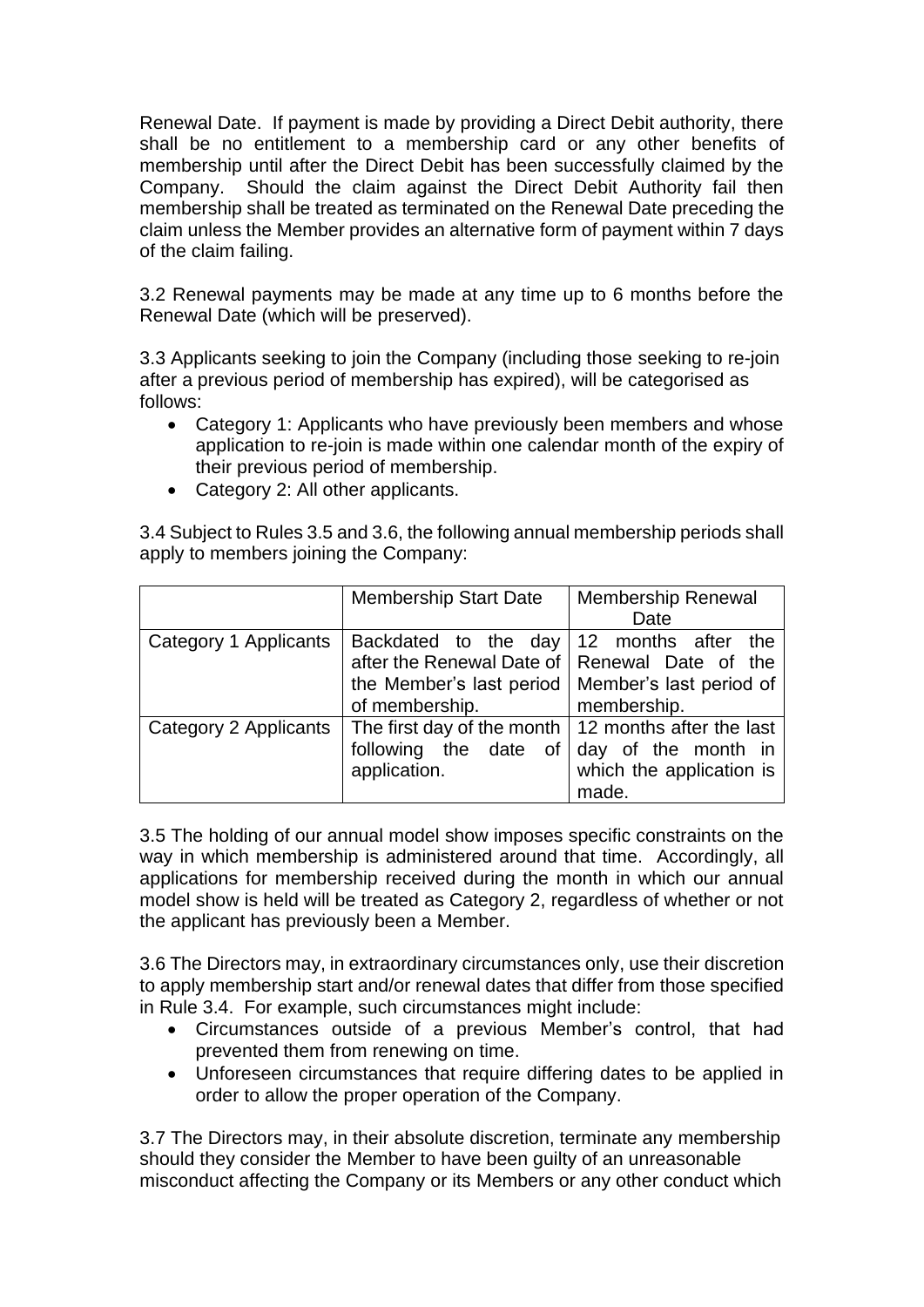Renewal Date. If payment is made by providing a Direct Debit authority, there shall be no entitlement to a membership card or any other benefits of membership until after the Direct Debit has been successfully claimed by the Company. Should the claim against the Direct Debit Authority fail then membership shall be treated as terminated on the Renewal Date preceding the claim unless the Member provides an alternative form of payment within 7 days of the claim failing.

3.2 Renewal payments may be made at any time up to 6 months before the Renewal Date (which will be preserved).

3.3 Applicants seeking to join the Company (including those seeking to re-join after a previous period of membership has expired), will be categorised as follows:

- Category 1: Applicants who have previously been members and whose application to re-join is made within one calendar month of the expiry of their previous period of membership.
- Category 2: All other applicants.

3.4 Subject to Rules 3.5 and 3.6, the following annual membership periods shall apply to members joining the Company:

| | Membership Start Date | Membership Renewal Date |
| --- | --- | --- |
| Category 1 Applicants | Backdated to the day after the Renewal Date of the Member's last period of membership. | 12 months after the Renewal Date of the Member's last period of membership. |
| Category 2 Applicants | The first day of the month following the date of application. | 12 months after the last day of the month in which the application is made. |

3.5 The holding of our annual model show imposes specific constraints on the way in which membership is administered around that time. Accordingly, all applications for membership received during the month in which our annual model show is held will be treated as Category 2, regardless of whether or not the applicant has previously been a Member.

3.6 The Directors may, in extraordinary circumstances only, use their discretion to apply membership start and/or renewal dates that differ from those specified in Rule 3.4. For example, such circumstances might include:

- Circumstances outside of a previous Member's control, that had prevented them from renewing on time.
- Unforeseen circumstances that require differing dates to be applied in order to allow the proper operation of the Company.

3.7 The Directors may, in their absolute discretion, terminate any membership should they consider the Member to have been guilty of an unreasonable misconduct affecting the Company or its Members or any other conduct which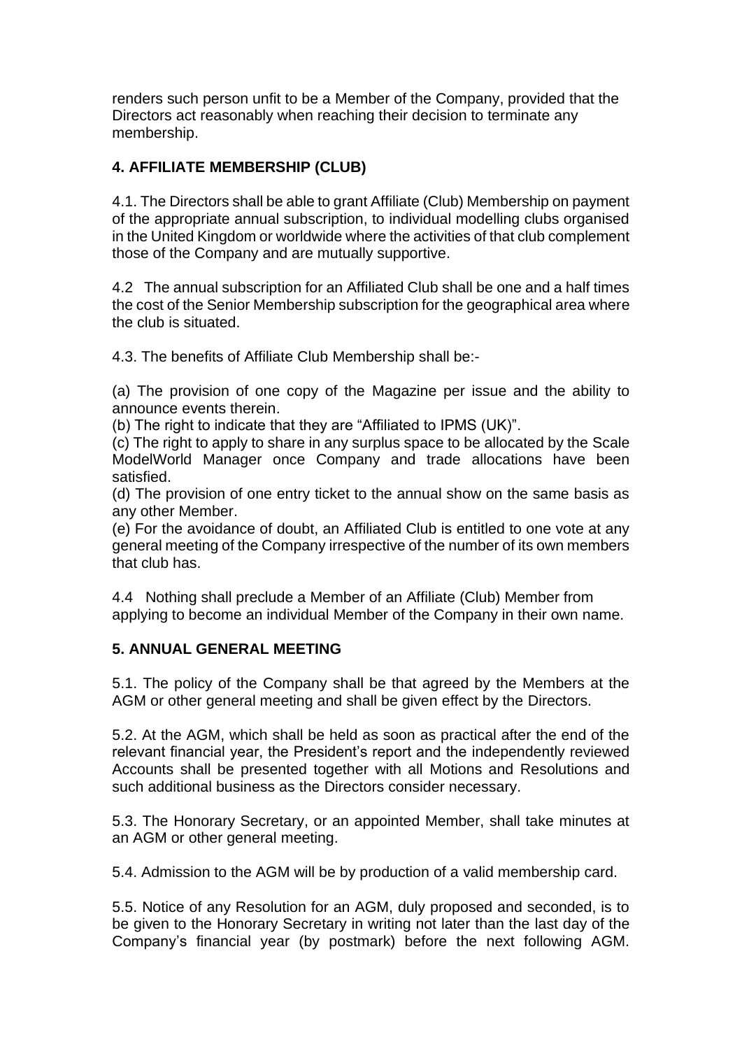renders such person unfit to be a Member of the Company, provided that the Directors act reasonably when reaching their decision to terminate any membership.

## 4. AFFILIATE MEMBERSHIP (CLUB)

4.1. The Directors shall be able to grant Affiliate (Club) Membership on payment of the appropriate annual subscription, to individual modelling clubs organised in the United Kingdom or worldwide where the activities of that club complement those of the Company and are mutually supportive.

4.2 The annual subscription for an Affiliated Club shall be one and a half times the cost of the Senior Membership subscription for the geographical area where the club is situated.

4.3. The benefits of Affiliate Club Membership shall be:-

(a) The provision of one copy of the Magazine per issue and the ability to announce events therein.
(b) The right to indicate that they are "Affiliated to IPMS (UK)".
(c) The right to apply to share in any surplus space to be allocated by the Scale ModelWorld Manager once Company and trade allocations have been satisfied.
(d) The provision of one entry ticket to the annual show on the same basis as any other Member.
(e) For the avoidance of doubt, an Affiliated Club is entitled to one vote at any general meeting of the Company irrespective of the number of its own members that club has.

4.4 Nothing shall preclude a Member of an Affiliate (Club) Member from applying to become an individual Member of the Company in their own name.

## 5. ANNUAL GENERAL MEETING

5.1. The policy of the Company shall be that agreed by the Members at the AGM or other general meeting and shall be given effect by the Directors.

5.2. At the AGM, which shall be held as soon as practical after the end of the relevant financial year, the President's report and the independently reviewed Accounts shall be presented together with all Motions and Resolutions and such additional business as the Directors consider necessary.

5.3. The Honorary Secretary, or an appointed Member, shall take minutes at an AGM or other general meeting.

5.4. Admission to the AGM will be by production of a valid membership card.

5.5. Notice of any Resolution for an AGM, duly proposed and seconded, is to be given to the Honorary Secretary in writing not later than the last day of the Company's financial year (by postmark) before the next following AGM.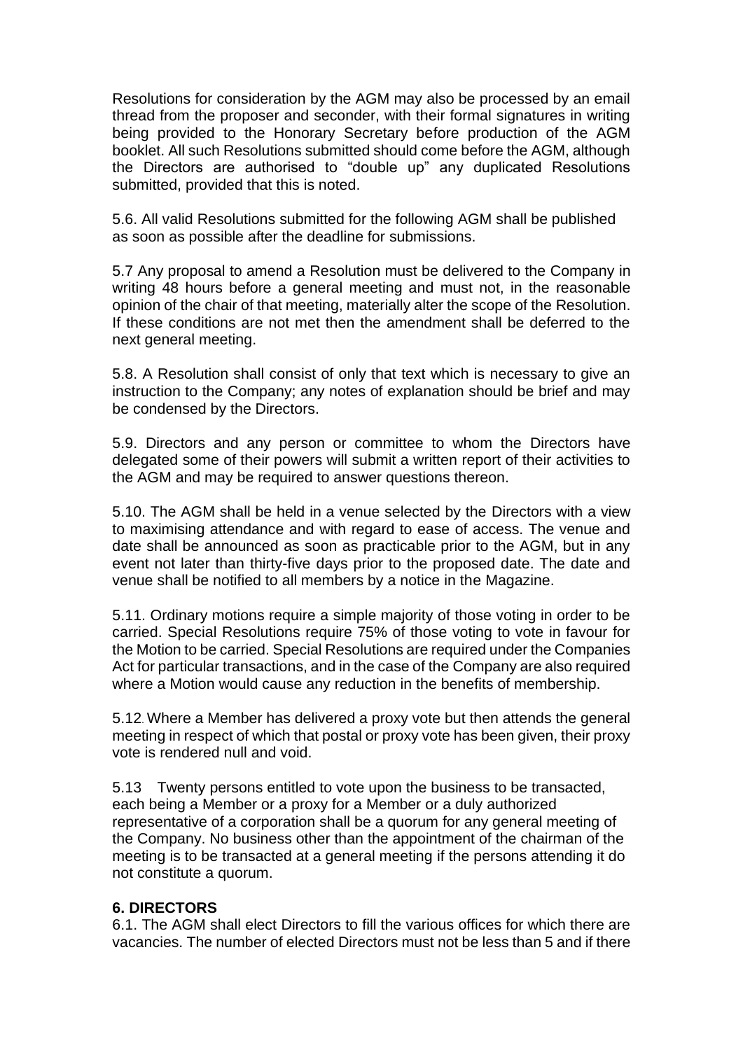Resolutions for consideration by the AGM may also be processed by an email thread from the proposer and seconder, with their formal signatures in writing being provided to the Honorary Secretary before production of the AGM booklet. All such Resolutions submitted should come before the AGM, although the Directors are authorised to "double up" any duplicated Resolutions submitted, provided that this is noted.

5.6. All valid Resolutions submitted for the following AGM shall be published as soon as possible after the deadline for submissions.

5.7 Any proposal to amend a Resolution must be delivered to the Company in writing 48 hours before a general meeting and must not, in the reasonable opinion of the chair of that meeting, materially alter the scope of the Resolution. If these conditions are not met then the amendment shall be deferred to the next general meeting.

5.8. A Resolution shall consist of only that text which is necessary to give an instruction to the Company; any notes of explanation should be brief and may be condensed by the Directors.

5.9. Directors and any person or committee to whom the Directors have delegated some of their powers will submit a written report of their activities to the AGM and may be required to answer questions thereon.

5.10. The AGM shall be held in a venue selected by the Directors with a view to maximising attendance and with regard to ease of access. The venue and date shall be announced as soon as practicable prior to the AGM, but in any event not later than thirty-five days prior to the proposed date. The date and venue shall be notified to all members by a notice in the Magazine.

5.11. Ordinary motions require a simple majority of those voting in order to be carried. Special Resolutions require 75% of those voting to vote in favour for the Motion to be carried. Special Resolutions are required under the Companies Act for particular transactions, and in the case of the Company are also required where a Motion would cause any reduction in the benefits of membership.

5.12. Where a Member has delivered a proxy vote but then attends the general meeting in respect of which that postal or proxy vote has been given, their proxy vote is rendered null and void.

5.13 Twenty persons entitled to vote upon the business to be transacted, each being a Member or a proxy for a Member or a duly authorized representative of a corporation shall be a quorum for any general meeting of the Company. No business other than the appointment of the chairman of the meeting is to be transacted at a general meeting if the persons attending it do not constitute a quorum.

**6. DIRECTORS**

6.1. The AGM shall elect Directors to fill the various offices for which there are vacancies. The number of elected Directors must not be less than 5 and if there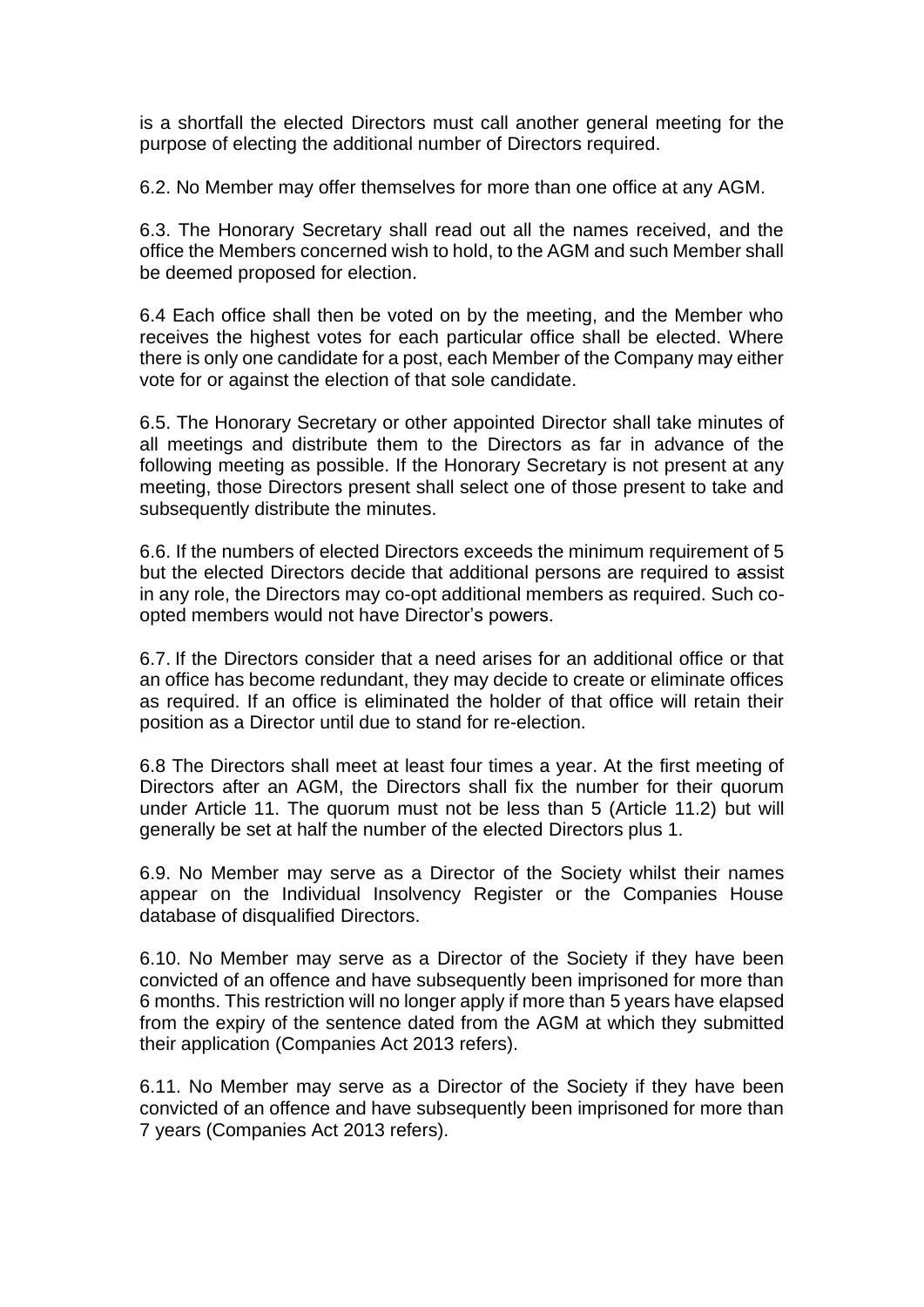is a shortfall the elected Directors must call another general meeting for the purpose of electing the additional number of Directors required.

6.2. No Member may offer themselves for more than one office at any AGM.

6.3. The Honorary Secretary shall read out all the names received, and the office the Members concerned wish to hold, to the AGM and such Member shall be deemed proposed for election.

6.4 Each office shall then be voted on by the meeting, and the Member who receives the highest votes for each particular office shall be elected. Where there is only one candidate for a post, each Member of the Company may either vote for or against the election of that sole candidate.

6.5. The Honorary Secretary or other appointed Director shall take minutes of all meetings and distribute them to the Directors as far in advance of the following meeting as possible. If the Honorary Secretary is not present at any meeting, those Directors present shall select one of those present to take and subsequently distribute the minutes.

6.6. If the numbers of elected Directors exceeds the minimum requirement of 5 but the elected Directors decide that additional persons are required to assist in any role, the Directors may co-opt additional members as required. Such co-opted members would not have Director's powers.

6.7. If the Directors consider that a need arises for an additional office or that an office has become redundant, they may decide to create or eliminate offices as required. If an office is eliminated the holder of that office will retain their position as a Director until due to stand for re-election.

6.8 The Directors shall meet at least four times a year. At the first meeting of Directors after an AGM, the Directors shall fix the number for their quorum under Article 11. The quorum must not be less than 5 (Article 11.2) but will generally be set at half the number of the elected Directors plus 1.

6.9. No Member may serve as a Director of the Society whilst their names appear on the Individual Insolvency Register or the Companies House database of disqualified Directors.

6.10. No Member may serve as a Director of the Society if they have been convicted of an offence and have subsequently been imprisoned for more than 6 months. This restriction will no longer apply if more than 5 years have elapsed from the expiry of the sentence dated from the AGM at which they submitted their application (Companies Act 2013 refers).

6.11. No Member may serve as a Director of the Society if they have been convicted of an offence and have subsequently been imprisoned for more than 7 years (Companies Act 2013 refers).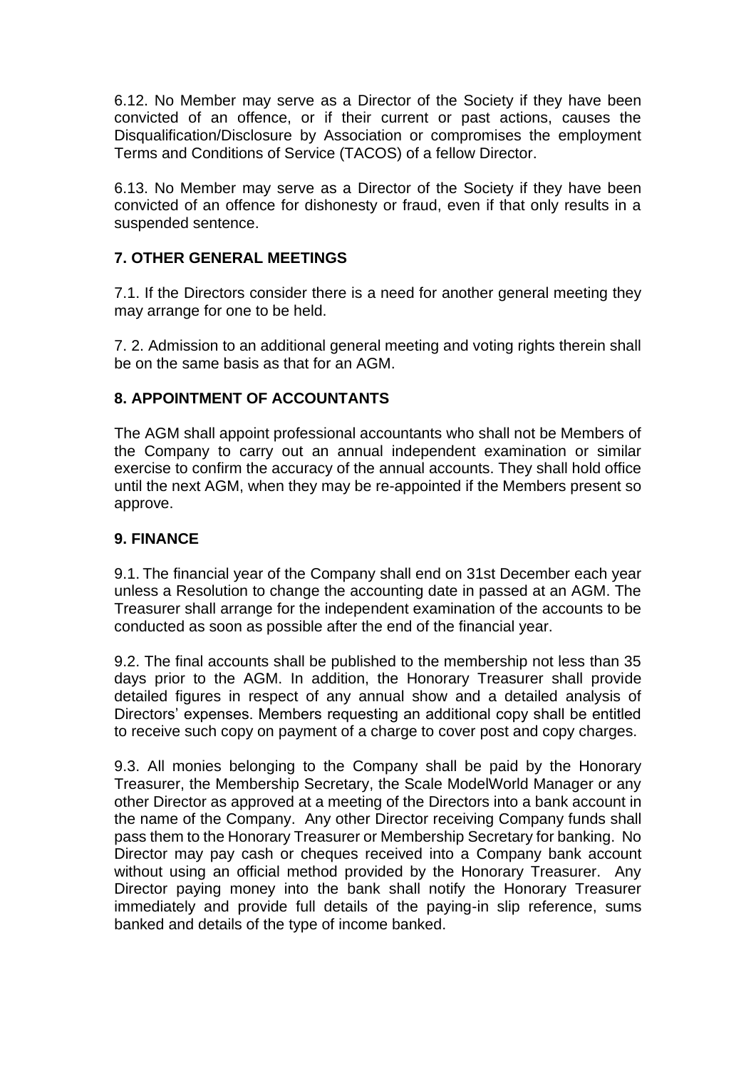6.12. No Member may serve as a Director of the Society if they have been convicted of an offence, or if their current or past actions, causes the Disqualification/Disclosure by Association or compromises the employment Terms and Conditions of Service (TACOS) of a fellow Director.

6.13. No Member may serve as a Director of the Society if they have been convicted of an offence for dishonesty or fraud, even if that only results in a suspended sentence.

## 7. OTHER GENERAL MEETINGS

7.1. If the Directors consider there is a need for another general meeting they may arrange for one to be held.

7. 2. Admission to an additional general meeting and voting rights therein shall be on the same basis as that for an AGM.

## 8. APPOINTMENT OF ACCOUNTANTS

The AGM shall appoint professional accountants who shall not be Members of the Company to carry out an annual independent examination or similar exercise to confirm the accuracy of the annual accounts. They shall hold office until the next AGM, when they may be re-appointed if the Members present so approve.

## 9. FINANCE

9.1. The financial year of the Company shall end on 31st December each year unless a Resolution to change the accounting date in passed at an AGM. The Treasurer shall arrange for the independent examination of the accounts to be conducted as soon as possible after the end of the financial year.

9.2. The final accounts shall be published to the membership not less than 35 days prior to the AGM. In addition, the Honorary Treasurer shall provide detailed figures in respect of any annual show and a detailed analysis of Directors' expenses. Members requesting an additional copy shall be entitled to receive such copy on payment of a charge to cover post and copy charges.

9.3. All monies belonging to the Company shall be paid by the Honorary Treasurer, the Membership Secretary, the Scale ModelWorld Manager or any other Director as approved at a meeting of the Directors into a bank account in the name of the Company. Any other Director receiving Company funds shall pass them to the Honorary Treasurer or Membership Secretary for banking. No Director may pay cash or cheques received into a Company bank account without using an official method provided by the Honorary Treasurer. Any Director paying money into the bank shall notify the Honorary Treasurer immediately and provide full details of the paying-in slip reference, sums banked and details of the type of income banked.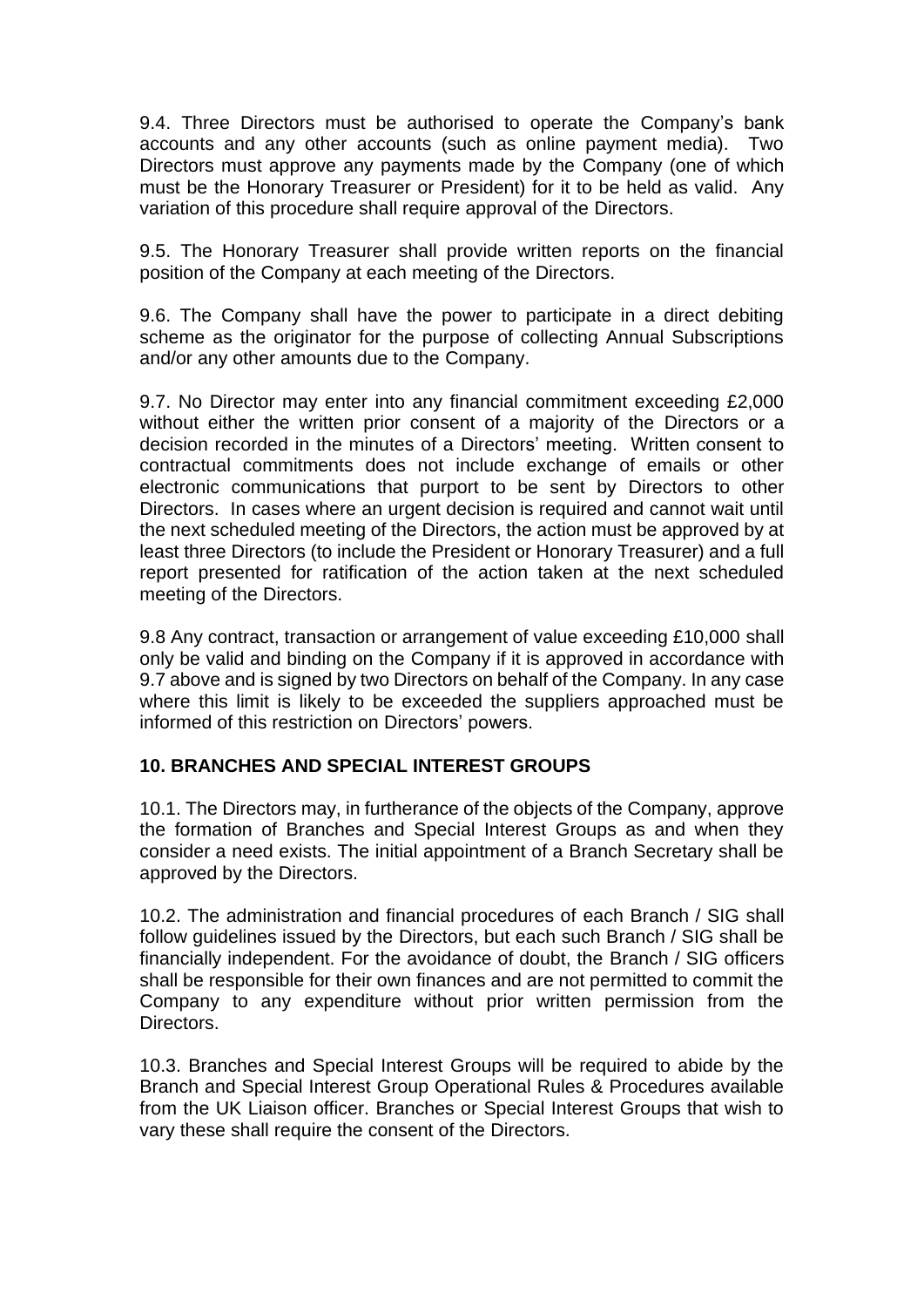9.4. Three Directors must be authorised to operate the Company's bank accounts and any other accounts (such as online payment media). Two Directors must approve any payments made by the Company (one of which must be the Honorary Treasurer or President) for it to be held as valid. Any variation of this procedure shall require approval of the Directors.

9.5. The Honorary Treasurer shall provide written reports on the financial position of the Company at each meeting of the Directors.

9.6. The Company shall have the power to participate in a direct debiting scheme as the originator for the purpose of collecting Annual Subscriptions and/or any other amounts due to the Company.

9.7. No Director may enter into any financial commitment exceeding £2,000 without either the written prior consent of a majority of the Directors or a decision recorded in the minutes of a Directors' meeting. Written consent to contractual commitments does not include exchange of emails or other electronic communications that purport to be sent by Directors to other Directors. In cases where an urgent decision is required and cannot wait until the next scheduled meeting of the Directors, the action must be approved by at least three Directors (to include the President or Honorary Treasurer) and a full report presented for ratification of the action taken at the next scheduled meeting of the Directors.

9.8 Any contract, transaction or arrangement of value exceeding £10,000 shall only be valid and binding on the Company if it is approved in accordance with 9.7 above and is signed by two Directors on behalf of the Company. In any case where this limit is likely to be exceeded the suppliers approached must be informed of this restriction on Directors' powers.

## 10. BRANCHES AND SPECIAL INTEREST GROUPS

10.1. The Directors may, in furtherance of the objects of the Company, approve the formation of Branches and Special Interest Groups as and when they consider a need exists. The initial appointment of a Branch Secretary shall be approved by the Directors.

10.2. The administration and financial procedures of each Branch / SIG shall follow guidelines issued by the Directors, but each such Branch / SIG shall be financially independent. For the avoidance of doubt, the Branch / SIG officers shall be responsible for their own finances and are not permitted to commit the Company to any expenditure without prior written permission from the Directors.

10.3. Branches and Special Interest Groups will be required to abide by the Branch and Special Interest Group Operational Rules & Procedures available from the UK Liaison officer. Branches or Special Interest Groups that wish to vary these shall require the consent of the Directors.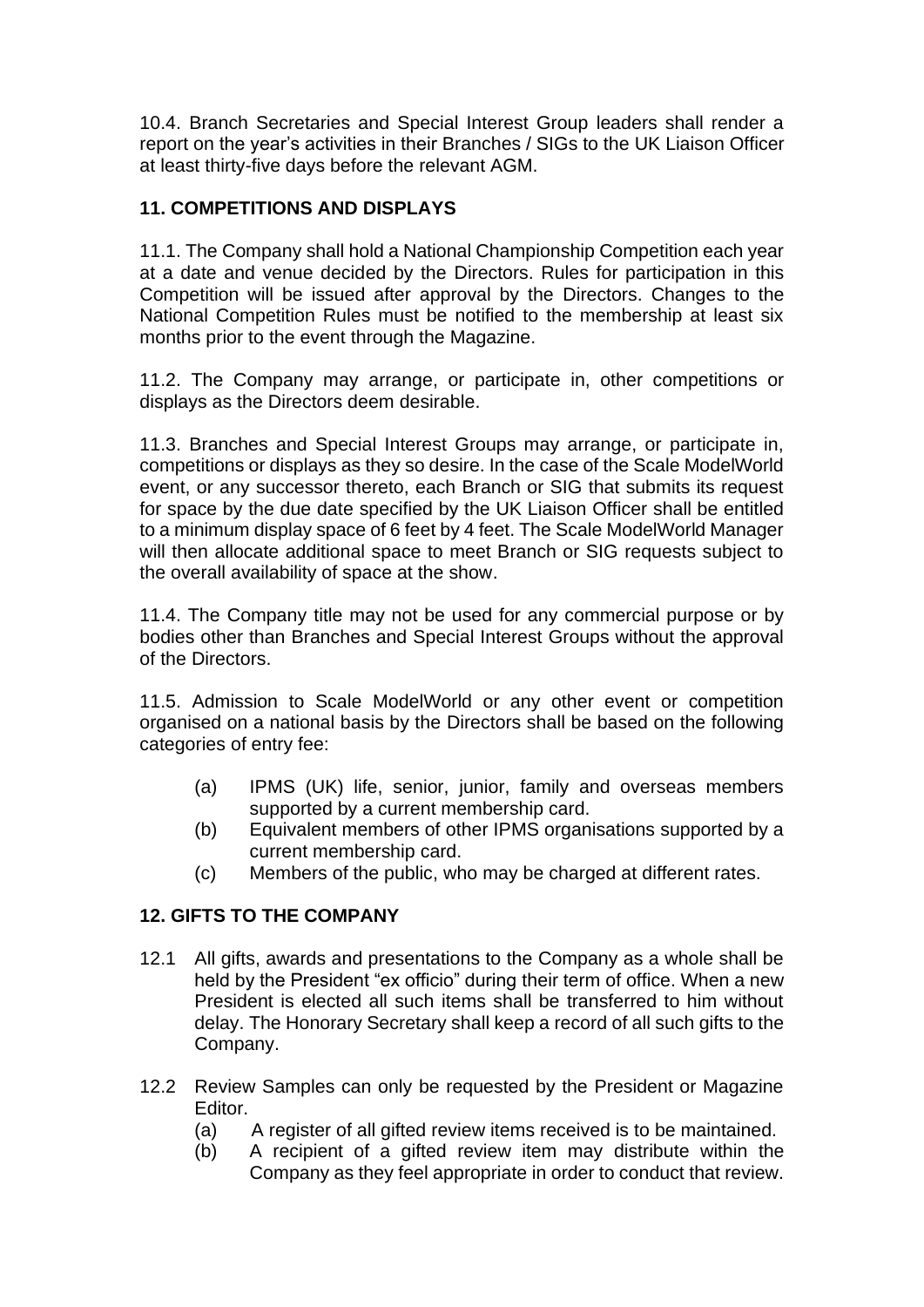10.4. Branch Secretaries and Special Interest Group leaders shall render a report on the year's activities in their Branches / SIGs to the UK Liaison Officer at least thirty-five days before the relevant AGM.

## 11. COMPETITIONS AND DISPLAYS

11.1. The Company shall hold a National Championship Competition each year at a date and venue decided by the Directors. Rules for participation in this Competition will be issued after approval by the Directors. Changes to the National Competition Rules must be notified to the membership at least six months prior to the event through the Magazine.

11.2. The Company may arrange, or participate in, other competitions or displays as the Directors deem desirable.

11.3. Branches and Special Interest Groups may arrange, or participate in, competitions or displays as they so desire. In the case of the Scale ModelWorld event, or any successor thereto, each Branch or SIG that submits its request for space by the due date specified by the UK Liaison Officer shall be entitled to a minimum display space of 6 feet by 4 feet. The Scale ModelWorld Manager will then allocate additional space to meet Branch or SIG requests subject to the overall availability of space at the show.

11.4. The Company title may not be used for any commercial purpose or by bodies other than Branches and Special Interest Groups without the approval of the Directors.

11.5. Admission to Scale ModelWorld or any other event or competition organised on a national basis by the Directors shall be based on the following categories of entry fee:

- (a) IPMS (UK) life, senior, junior, family and overseas members supported by a current membership card.
- (b) Equivalent members of other IPMS organisations supported by a current membership card.
- (c) Members of the public, who may be charged at different rates.

## 12. GIFTS TO THE COMPANY

12.1 All gifts, awards and presentations to the Company as a whole shall be held by the President "ex officio" during their term of office. When a new President is elected all such items shall be transferred to him without delay. The Honorary Secretary shall keep a record of all such gifts to the Company.

12.2 Review Samples can only be requested by the President or Magazine Editor.

- (a) A register of all gifted review items received is to be maintained.
- (b) A recipient of a gifted review item may distribute within the Company as they feel appropriate in order to conduct that review.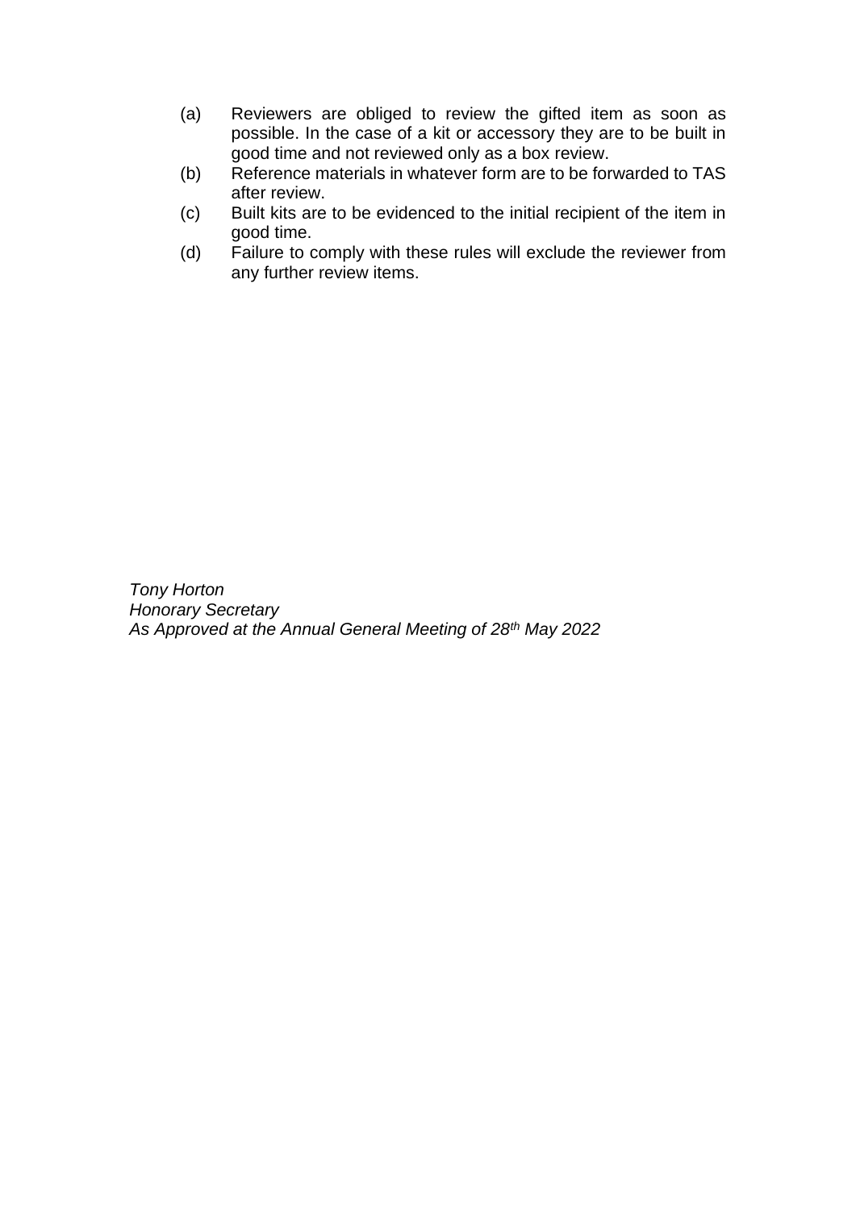(a) Reviewers are obliged to review the gifted item as soon as possible. In the case of a kit or accessory they are to be built in good time and not reviewed only as a box review.

(b) Reference materials in whatever form are to be forwarded to TAS after review.

(c) Built kits are to be evidenced to the initial recipient of the item in good time.

(d) Failure to comply with these rules will exclude the reviewer from any further review items.

*Tony Horton*
*Honorary Secretary*
*As Approved at the Annual General Meeting of 28th May 2022*